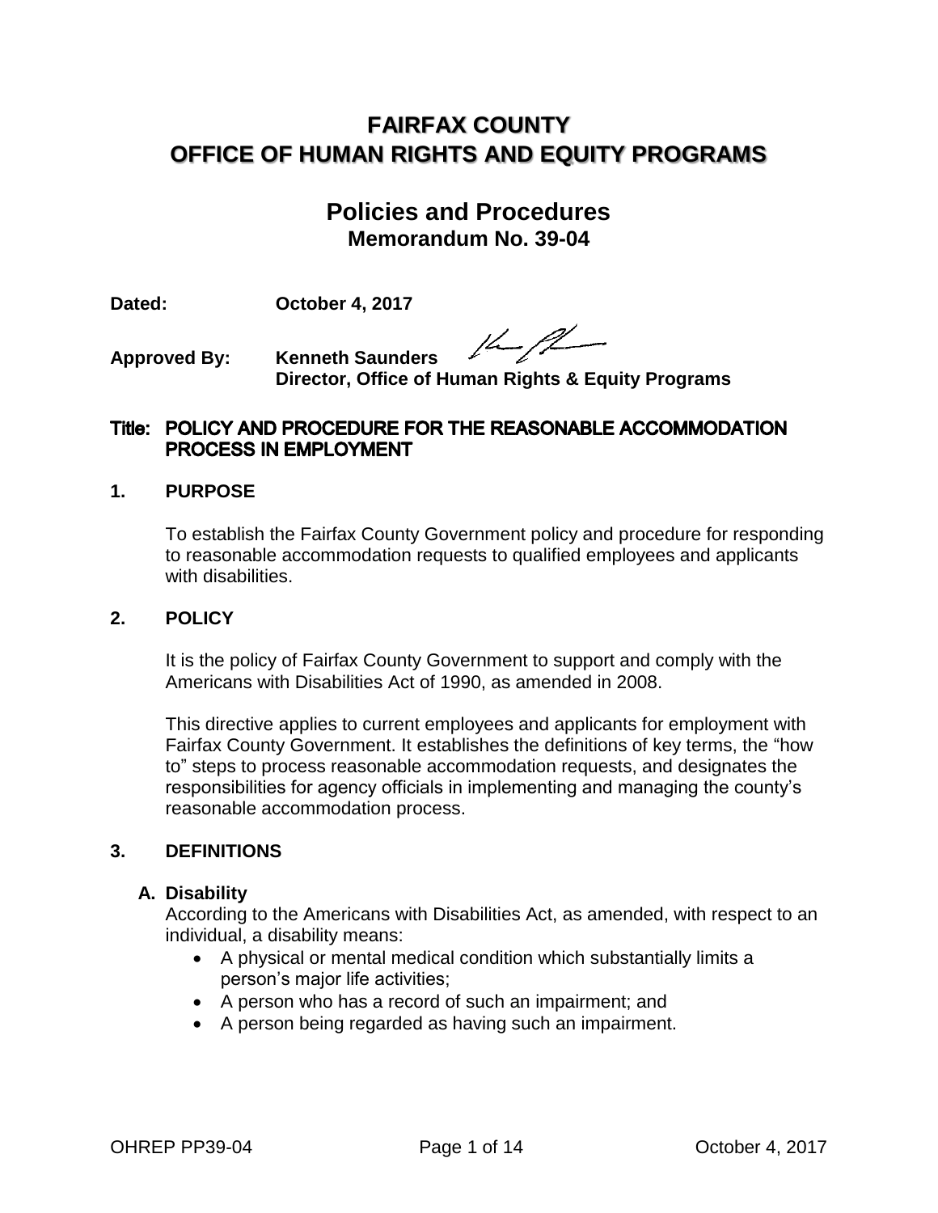# FAIRFAX COUNTY
# OFFICE OF HUMAN RIGHTS AND EQUITY PROGRAMS

## Policies and Procedures
### Memorandum No. 39-04

**Dated:** **October 4, 2017**

**Approved By:** **Kenneth Saunders**
**Director, Office of Human Rights & Equity Programs**

## Title: POLICY AND PROCEDURE FOR THE REASONABLE ACCOMMODATION PROCESS IN EMPLOYMENT

### 1. PURPOSE

To establish the Fairfax County Government policy and procedure for responding to reasonable accommodation requests to qualified employees and applicants with disabilities.

### 2. POLICY

It is the policy of Fairfax County Government to support and comply with the Americans with Disabilities Act of 1990, as amended in 2008.

This directive applies to current employees and applicants for employment with Fairfax County Government. It establishes the definitions of key terms, the "how to" steps to process reasonable accommodation requests, and designates the responsibilities for agency officials in implementing and managing the county's reasonable accommodation process.

### 3. DEFINITIONS

#### A. Disability

According to the Americans with Disabilities Act, as amended, with respect to an individual, a disability means:

- A physical or mental medical condition which substantially limits a person's major life activities;
- A person who has a record of such an impairment; and
- A person being regarded as having such an impairment.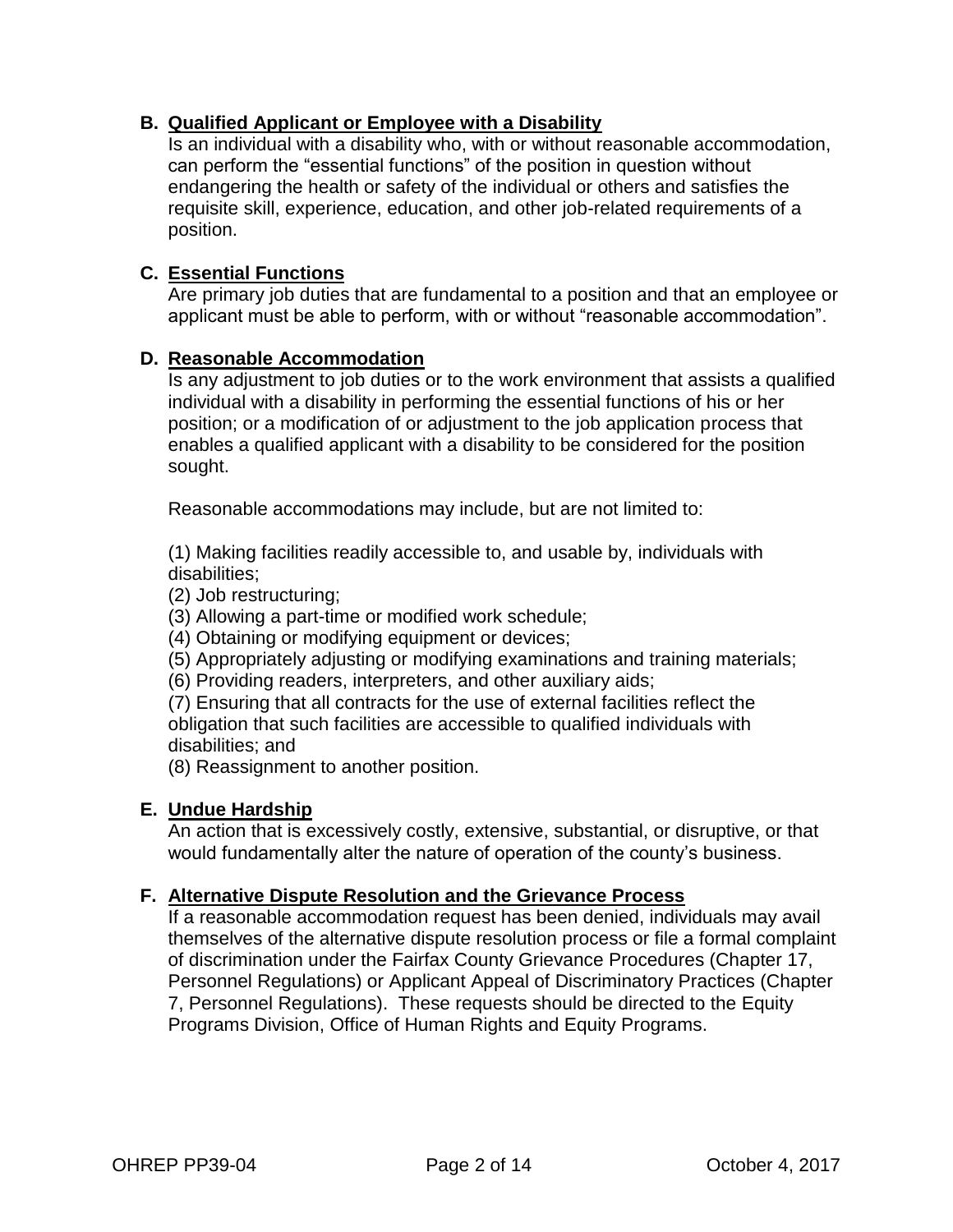**B. Qualified Applicant or Employee with a Disability**

Is an individual with a disability who, with or without reasonable accommodation, can perform the "essential functions" of the position in question without endangering the health or safety of the individual or others and satisfies the requisite skill, experience, education, and other job-related requirements of a position.

**C. Essential Functions**

Are primary job duties that are fundamental to a position and that an employee or applicant must be able to perform, with or without "reasonable accommodation".

**D. Reasonable Accommodation**

Is any adjustment to job duties or to the work environment that assists a qualified individual with a disability in performing the essential functions of his or her position; or a modification of or adjustment to the job application process that enables a qualified applicant with a disability to be considered for the position sought.

Reasonable accommodations may include, but are not limited to:

(1) Making facilities readily accessible to, and usable by, individuals with disabilities;
(2) Job restructuring;
(3) Allowing a part-time or modified work schedule;
(4) Obtaining or modifying equipment or devices;
(5) Appropriately adjusting or modifying examinations and training materials;
(6) Providing readers, interpreters, and other auxiliary aids;
(7) Ensuring that all contracts for the use of external facilities reflect the obligation that such facilities are accessible to qualified individuals with disabilities; and
(8) Reassignment to another position.

**E. Undue Hardship**

An action that is excessively costly, extensive, substantial, or disruptive, or that would fundamentally alter the nature of operation of the county's business.

**F. Alternative Dispute Resolution and the Grievance Process**

If a reasonable accommodation request has been denied, individuals may avail themselves of the alternative dispute resolution process or file a formal complaint of discrimination under the Fairfax County Grievance Procedures (Chapter 17, Personnel Regulations) or Applicant Appeal of Discriminatory Practices (Chapter 7, Personnel Regulations). These requests should be directed to the Equity Programs Division, Office of Human Rights and Equity Programs.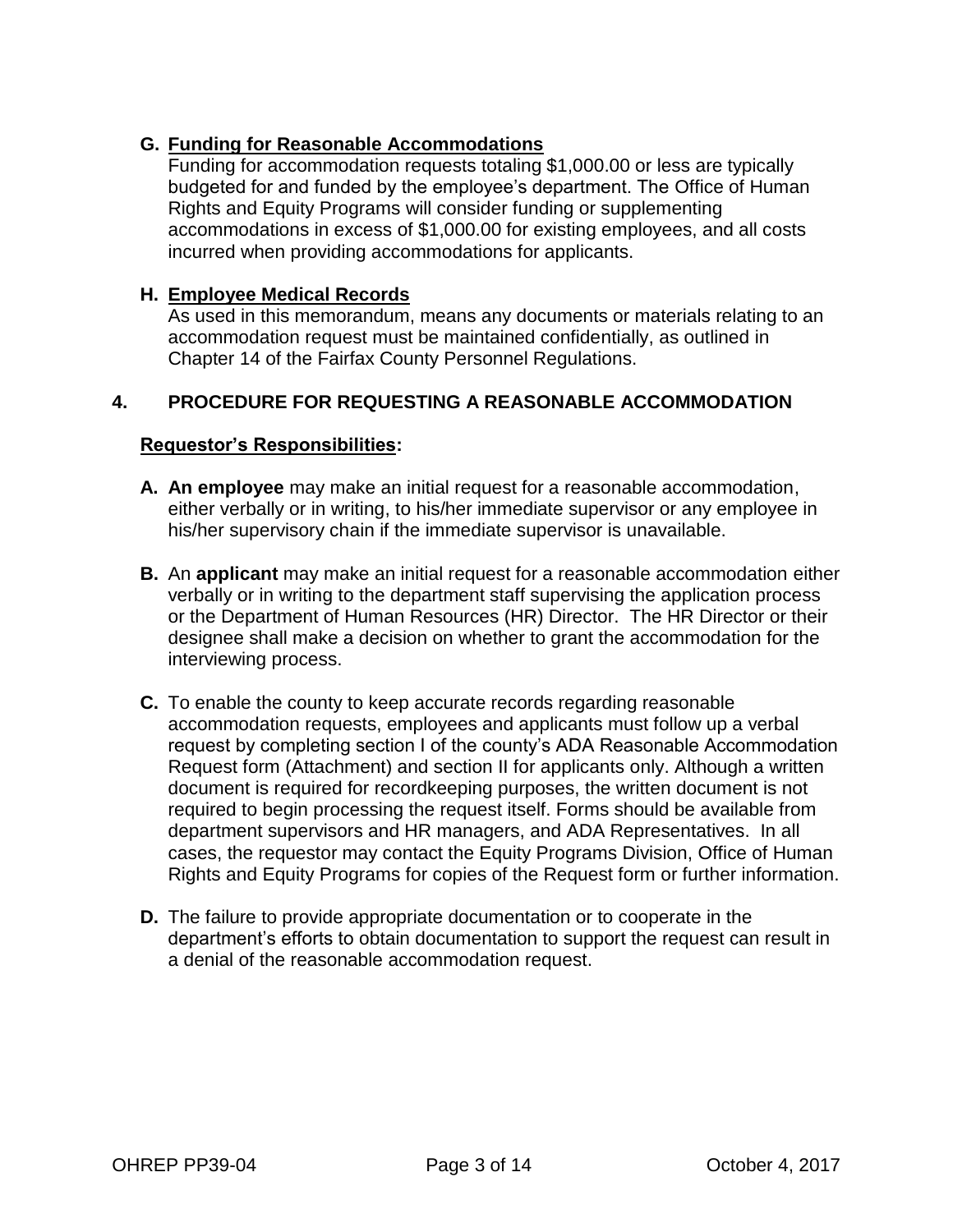**G. Funding for Reasonable Accommodations**

Funding for accommodation requests totaling $1,000.00 or less are typically budgeted for and funded by the employee's department. The Office of Human Rights and Equity Programs will consider funding or supplementing accommodations in excess of $1,000.00 for existing employees, and all costs incurred when providing accommodations for applicants.

**H. Employee Medical Records**

As used in this memorandum, means any documents or materials relating to an accommodation request must be maintained confidentially, as outlined in Chapter 14 of the Fairfax County Personnel Regulations.

## 4. PROCEDURE FOR REQUESTING A REASONABLE ACCOMMODATION

**Requestor's Responsibilities:**

**A. An employee** may make an initial request for a reasonable accommodation, either verbally or in writing, to his/her immediate supervisor or any employee in his/her supervisory chain if the immediate supervisor is unavailable.

**B.** An **applicant** may make an initial request for a reasonable accommodation either verbally or in writing to the department staff supervising the application process or the Department of Human Resources (HR) Director. The HR Director or their designee shall make a decision on whether to grant the accommodation for the interviewing process.

**C.** To enable the county to keep accurate records regarding reasonable accommodation requests, employees and applicants must follow up a verbal request by completing section I of the county's ADA Reasonable Accommodation Request form (Attachment) and section II for applicants only. Although a written document is required for recordkeeping purposes, the written document is not required to begin processing the request itself. Forms should be available from department supervisors and HR managers, and ADA Representatives. In all cases, the requestor may contact the Equity Programs Division, Office of Human Rights and Equity Programs for copies of the Request form or further information.

**D.** The failure to provide appropriate documentation or to cooperate in the department's efforts to obtain documentation to support the request can result in a denial of the reasonable accommodation request.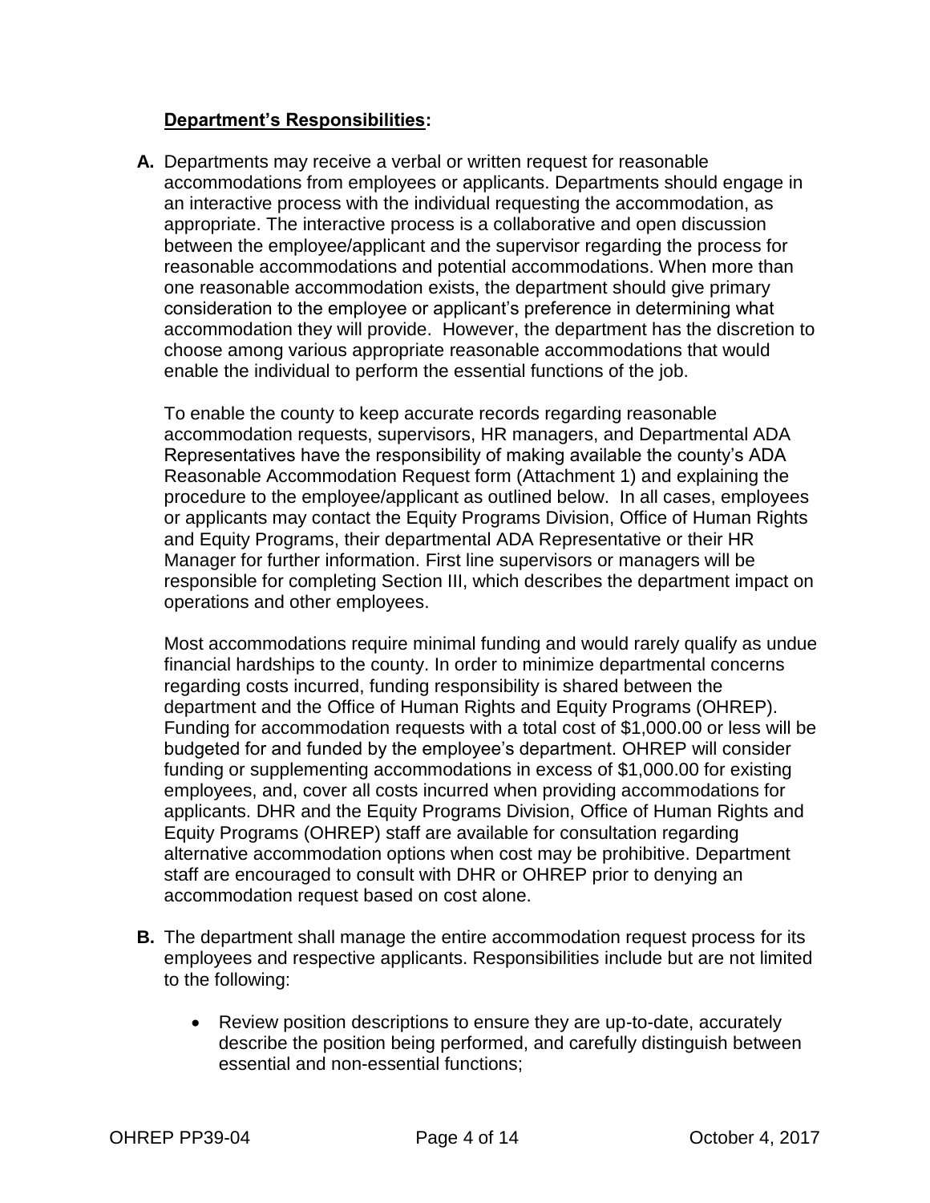**Department's Responsibilities:**

**A.** Departments may receive a verbal or written request for reasonable accommodations from employees or applicants. Departments should engage in an interactive process with the individual requesting the accommodation, as appropriate. The interactive process is a collaborative and open discussion between the employee/applicant and the supervisor regarding the process for reasonable accommodations and potential accommodations. When more than one reasonable accommodation exists, the department should give primary consideration to the employee or applicant's preference in determining what accommodation they will provide. However, the department has the discretion to choose among various appropriate reasonable accommodations that would enable the individual to perform the essential functions of the job.

To enable the county to keep accurate records regarding reasonable accommodation requests, supervisors, HR managers, and Departmental ADA Representatives have the responsibility of making available the county's ADA Reasonable Accommodation Request form (Attachment 1) and explaining the procedure to the employee/applicant as outlined below. In all cases, employees or applicants may contact the Equity Programs Division, Office of Human Rights and Equity Programs, their departmental ADA Representative or their HR Manager for further information. First line supervisors or managers will be responsible for completing Section III, which describes the department impact on operations and other employees.

Most accommodations require minimal funding and would rarely qualify as undue financial hardships to the county. In order to minimize departmental concerns regarding costs incurred, funding responsibility is shared between the department and the Office of Human Rights and Equity Programs (OHREP). Funding for accommodation requests with a total cost of $1,000.00 or less will be budgeted for and funded by the employee's department. OHREP will consider funding or supplementing accommodations in excess of $1,000.00 for existing employees, and, cover all costs incurred when providing accommodations for applicants. DHR and the Equity Programs Division, Office of Human Rights and Equity Programs (OHREP) staff are available for consultation regarding alternative accommodation options when cost may be prohibitive. Department staff are encouraged to consult with DHR or OHREP prior to denying an accommodation request based on cost alone.

**B.** The department shall manage the entire accommodation request process for its employees and respective applicants. Responsibilities include but are not limited to the following:

- Review position descriptions to ensure they are up-to-date, accurately describe the position being performed, and carefully distinguish between essential and non-essential functions;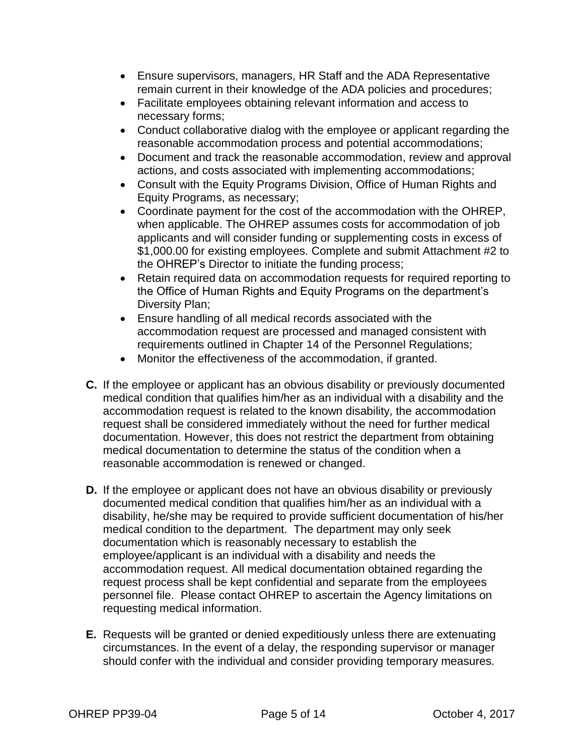- Ensure supervisors, managers, HR Staff and the ADA Representative remain current in their knowledge of the ADA policies and procedures;
- Facilitate employees obtaining relevant information and access to necessary forms;
- Conduct collaborative dialog with the employee or applicant regarding the reasonable accommodation process and potential accommodations;
- Document and track the reasonable accommodation, review and approval actions, and costs associated with implementing accommodations;
- Consult with the Equity Programs Division, Office of Human Rights and Equity Programs, as necessary;
- Coordinate payment for the cost of the accommodation with the OHREP, when applicable. The OHREP assumes costs for accommodation of job applicants and will consider funding or supplementing costs in excess of $1,000.00 for existing employees. Complete and submit Attachment #2 to the OHREP's Director to initiate the funding process;
- Retain required data on accommodation requests for required reporting to the Office of Human Rights and Equity Programs on the department's Diversity Plan;
- Ensure handling of all medical records associated with the accommodation request are processed and managed consistent with requirements outlined in Chapter 14 of the Personnel Regulations;
- Monitor the effectiveness of the accommodation, if granted.

**C.** If the employee or applicant has an obvious disability or previously documented medical condition that qualifies him/her as an individual with a disability and the accommodation request is related to the known disability, the accommodation request shall be considered immediately without the need for further medical documentation. However, this does not restrict the department from obtaining medical documentation to determine the status of the condition when a reasonable accommodation is renewed or changed.

**D.** If the employee or applicant does not have an obvious disability or previously documented medical condition that qualifies him/her as an individual with a disability, he/she may be required to provide sufficient documentation of his/her medical condition to the department. The department may only seek documentation which is reasonably necessary to establish the employee/applicant is an individual with a disability and needs the accommodation request. All medical documentation obtained regarding the request process shall be kept confidential and separate from the employees personnel file. Please contact OHREP to ascertain the Agency limitations on requesting medical information.

**E.** Requests will be granted or denied expeditiously unless there are extenuating circumstances. In the event of a delay, the responding supervisor or manager should confer with the individual and consider providing temporary measures.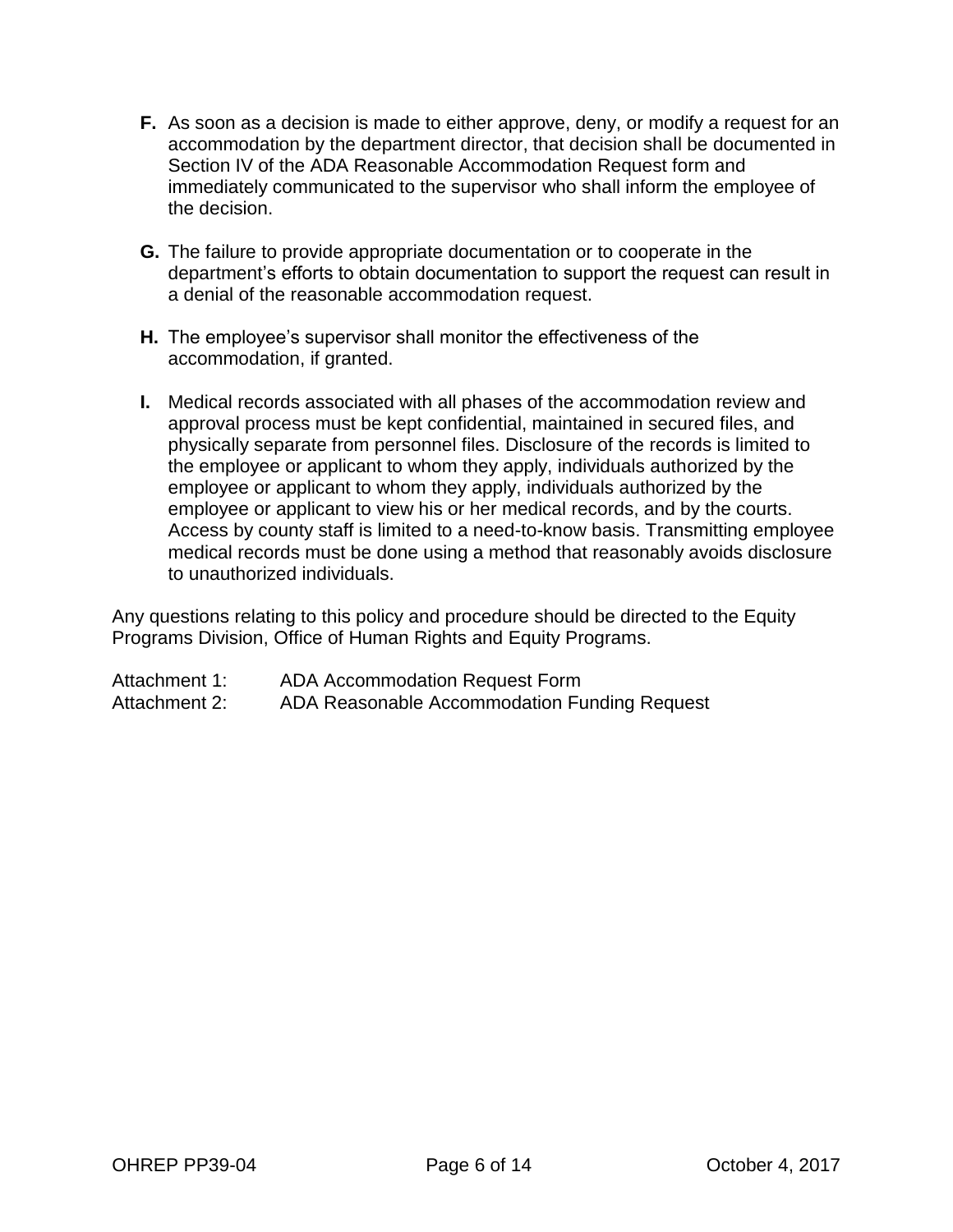**F.** As soon as a decision is made to either approve, deny, or modify a request for an accommodation by the department director, that decision shall be documented in Section IV of the ADA Reasonable Accommodation Request form and immediately communicated to the supervisor who shall inform the employee of the decision.

**G.** The failure to provide appropriate documentation or to cooperate in the department's efforts to obtain documentation to support the request can result in a denial of the reasonable accommodation request.

**H.** The employee's supervisor shall monitor the effectiveness of the accommodation, if granted.

**I.** Medical records associated with all phases of the accommodation review and approval process must be kept confidential, maintained in secured files, and physically separate from personnel files. Disclosure of the records is limited to the employee or applicant to whom they apply, individuals authorized by the employee or applicant to whom they apply, individuals authorized by the employee or applicant to view his or her medical records, and by the courts. Access by county staff is limited to a need-to-know basis. Transmitting employee medical records must be done using a method that reasonably avoids disclosure to unauthorized individuals.

Any questions relating to this policy and procedure should be directed to the Equity Programs Division, Office of Human Rights and Equity Programs.

Attachment 1: ADA Accommodation Request Form
Attachment 2: ADA Reasonable Accommodation Funding Request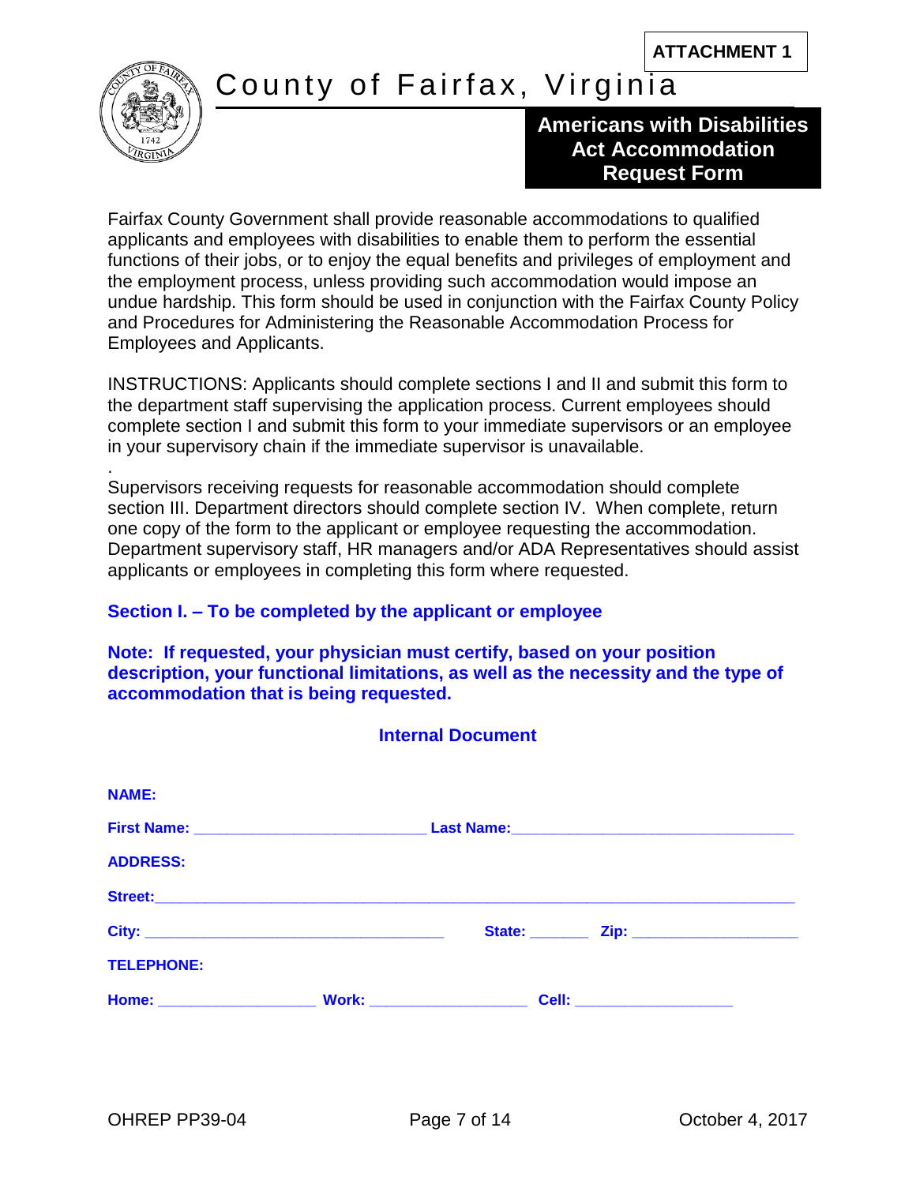ATTACHMENT 1

# County of Fairfax, Virginia

## Americans with Disabilities Act Accommodation Request Form

Fairfax County Government shall provide reasonable accommodations to qualified applicants and employees with disabilities to enable them to perform the essential functions of their jobs, or to enjoy the equal benefits and privileges of employment and the employment process, unless providing such accommodation would impose an undue hardship. This form should be used in conjunction with the Fairfax County Policy and Procedures for Administering the Reasonable Accommodation Process for Employees and Applicants.

INSTRUCTIONS: Applicants should complete sections I and II and submit this form to the department staff supervising the application process. Current employees should complete section I and submit this form to your immediate supervisors or an employee in your supervisory chain if the immediate supervisor is unavailable.

.

Supervisors receiving requests for reasonable accommodation should complete section III. Department directors should complete section IV. When complete, return one copy of the form to the applicant or employee requesting the accommodation. Department supervisory staff, HR managers and/or ADA Representatives should assist applicants or employees in completing this form where requested.

### Section I. – To be completed by the applicant or employee

**Note: If requested, your physician must certify, based on your position description, your functional limitations, as well as the necessity and the type of accommodation that is being requested.**

**Internal Document**

**NAME:**

**First Name:** ___________________________ **Last Name:** _________________________________

**ADDRESS:**

**Street:** _______________________________________________________________________

**City:** ___________________________________ **State:** _______ **Zip:** ___________________

**TELEPHONE:**

**Home:** __________________ **Work:** __________________ **Cell:** __________________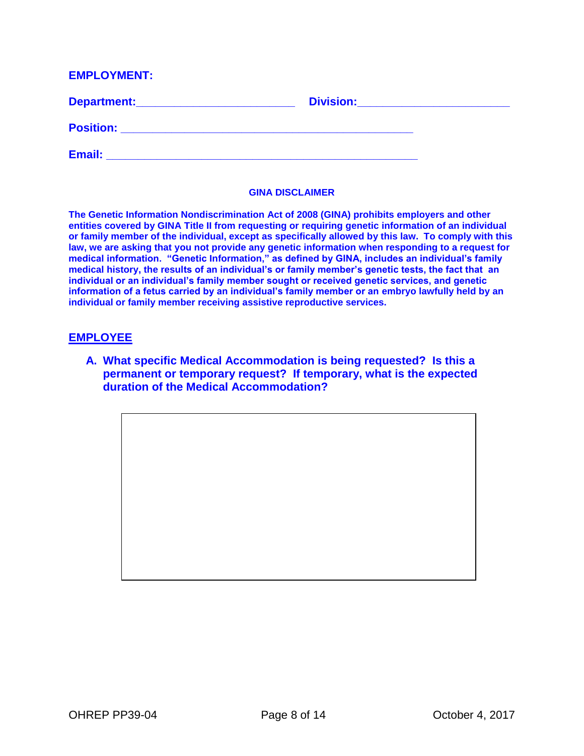**EMPLOYMENT:**

**Department:**\_\_\_\_\_\_\_\_\_\_\_\_\_\_\_\_\_\_\_\_\_\_\_\_ **Division:**\_\_\_\_\_\_\_\_\_\_\_\_\_\_\_\_\_\_\_\_\_\_\_\_

**Position:** \_\_\_\_\_\_\_\_\_\_\_\_\_\_\_\_\_\_\_\_\_\_\_\_\_\_\_\_\_\_\_\_\_\_\_\_\_\_\_\_\_\_\_\_\_

**Email:** \_\_\_\_\_\_\_\_\_\_\_\_\_\_\_\_\_\_\_\_\_\_\_\_\_\_\_\_\_\_\_\_\_\_\_\_\_\_\_\_\_\_\_\_\_\_\_\_

**GINA DISCLAIMER**

**The Genetic Information Nondiscrimination Act of 2008 (GINA) prohibits employers and other entities covered by GINA Title II from requesting or requiring genetic information of an individual or family member of the individual, except as specifically allowed by this law. To comply with this law, we are asking that you not provide any genetic information when responding to a request for medical information. "Genetic Information," as defined by GINA, includes an individual's family medical history, the results of an individual's or family member's genetic tests, the fact that an individual or an individual's family member sought or received genetic services, and genetic information of a fetus carried by an individual's family member or an embryo lawfully held by an individual or family member receiving assistive reproductive services.**

## EMPLOYEE

**A. What specific Medical Accommodation is being requested? Is this a permanent or temporary request? If temporary, what is the expected duration of the Medical Accommodation?**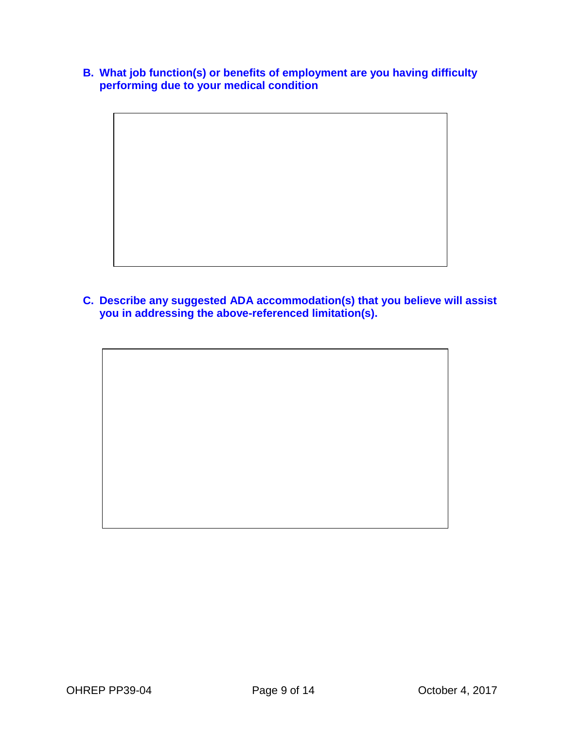**B. What job function(s) or benefits of employment are you having difficulty performing due to your medical condition**

| |
|---|
| |

**C. Describe any suggested ADA accommodation(s) that you believe will assist you in addressing the above-referenced limitation(s).**

| |
|---|
| |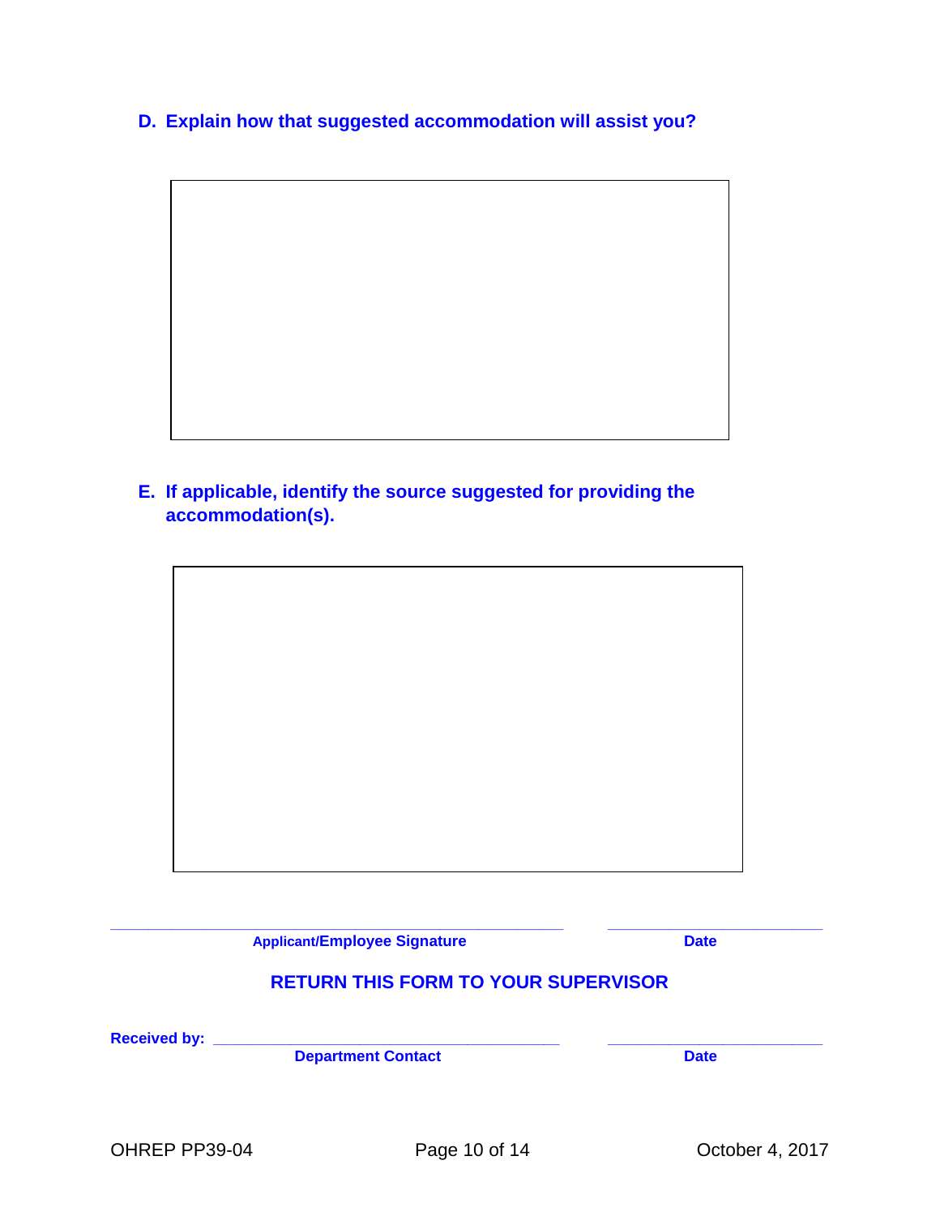**D. Explain how that suggested accommodation will assist you?**

**E. If applicable, identify the source suggested for providing the accommodation(s).**

\_\_\_\_\_\_\_\_\_\_\_\_\_\_\_\_\_\_\_\_\_\_\_\_\_\_\_\_\_\_\_\_\_\_\_\_\_\_\_\_ \_\_\_\_\_\_\_\_\_\_\_\_\_\_\_\_\_\_\_\_

**Applicant/Employee Signature** **Date**

**RETURN THIS FORM TO YOUR SUPERVISOR**

**Received by:** \_\_\_\_\_\_\_\_\_\_\_\_\_\_\_\_\_\_\_\_\_\_\_\_\_\_\_\_\_\_\_\_\_\_ \_\_\_\_\_\_\_\_\_\_\_\_\_\_\_\_\_\_\_\_

**Department Contact** **Date**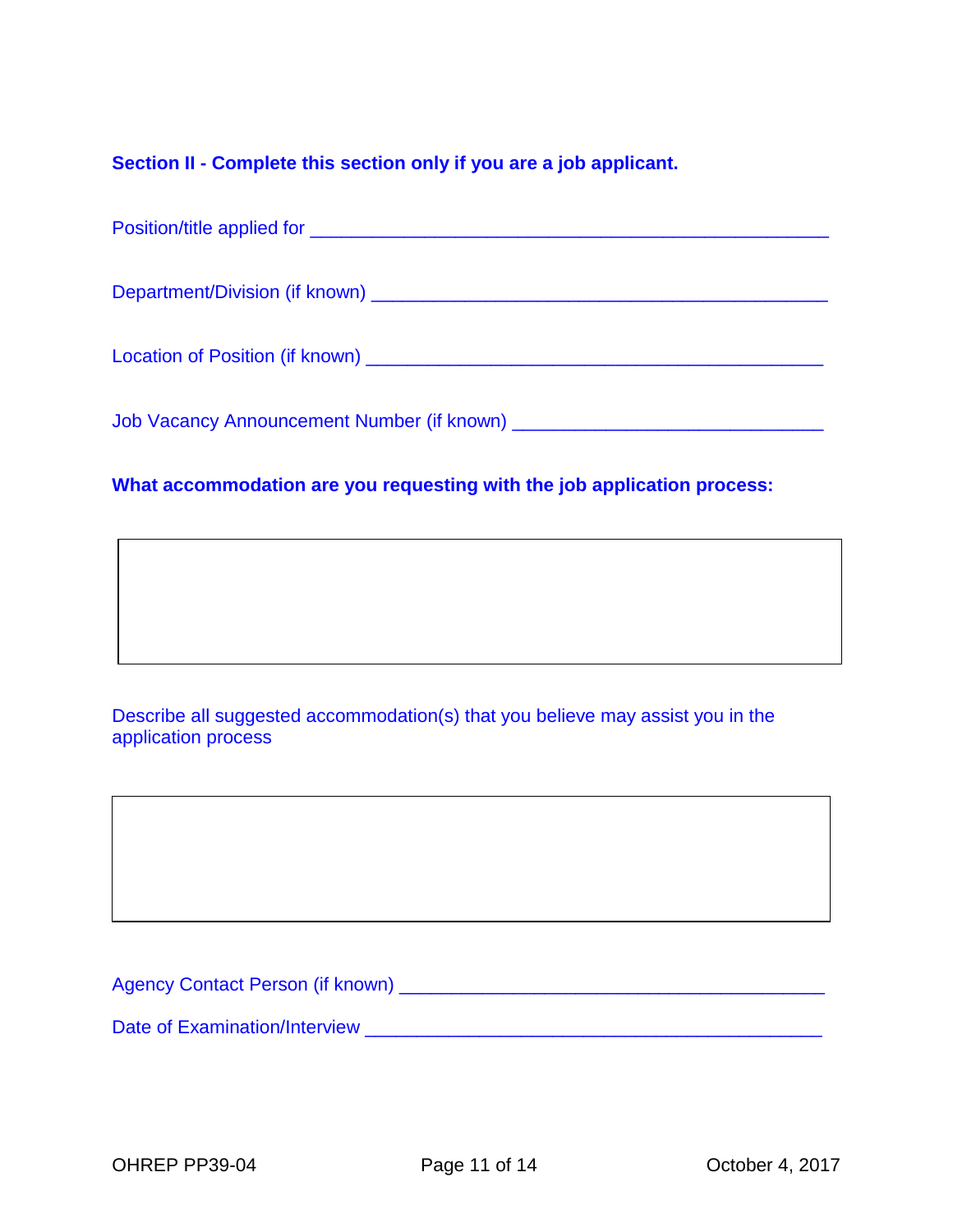**Section II - Complete this section only if you are a job applicant.**

Position/title applied for ___________________________________________________

Department/Division (if known) _____________________________________________

Location of Position (if known) _____________________________________________

Job Vacancy Announcement Number (if known) ______________________________

**What accommodation are you requesting with the job application process:**

| |
|---|
| |

Describe all suggested accommodation(s) that you believe may assist you in the application process

| |
|---|
| |

Agency Contact Person (if known) __________________________________________

Date of Examination/Interview _____________________________________________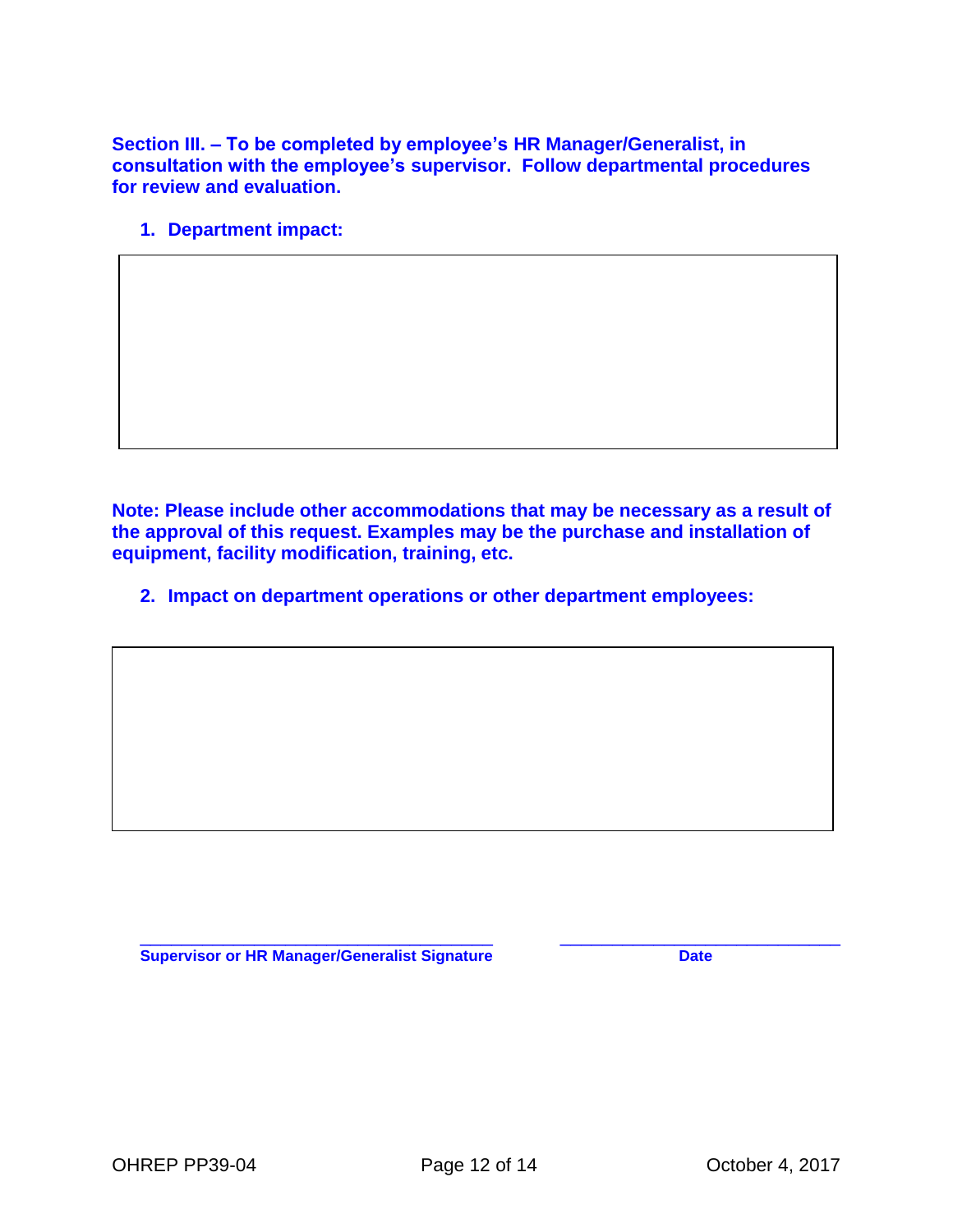**Section III. – To be completed by employee's HR Manager/Generalist, in consultation with the employee's supervisor. Follow departmental procedures for review and evaluation.**

1. **Department impact:**

| |
|---|
| |

**Note: Please include other accommodations that may be necessary as a result of the approval of this request. Examples may be the purchase and installation of equipment, facility modification, training, etc.**

2. **Impact on department operations or other department employees:**

| |
|---|
| |

_______________________________________ &nbsp;&nbsp;&nbsp;&nbsp;&nbsp;&nbsp;&nbsp;&nbsp; _______________________________
**Supervisor or HR Manager/Generalist Signature** &nbsp;&nbsp;&nbsp;&nbsp;&nbsp;&nbsp;&nbsp;&nbsp; **Date**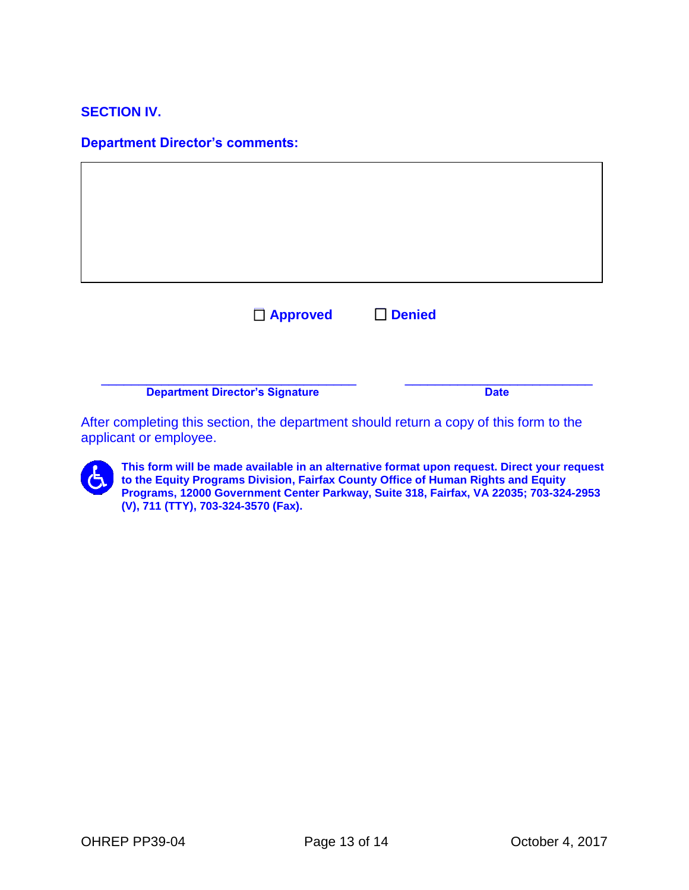## SECTION IV.

### Department Director's comments:

☐ **Approved** ☐ **Denied**

\_\_\_\_\_\_\_\_\_\_\_\_\_\_\_\_\_\_\_\_\_\_\_\_\_\_\_\_\_\_\_\_\_\_\_\_ \_\_\_\_\_\_\_\_\_\_\_\_\_\_\_\_\_\_\_\_\_\_\_\_\_\_\_

**Department Director's Signature** **Date**

After completing this section, the department should return a copy of this form to the applicant or employee.

**This form will be made available in an alternative format upon request. Direct your request to the Equity Programs Division, Fairfax County Office of Human Rights and Equity Programs, 12000 Government Center Parkway, Suite 318, Fairfax, VA 22035; 703-324-2953 (V), 711 (TTY), 703-324-3570 (Fax).**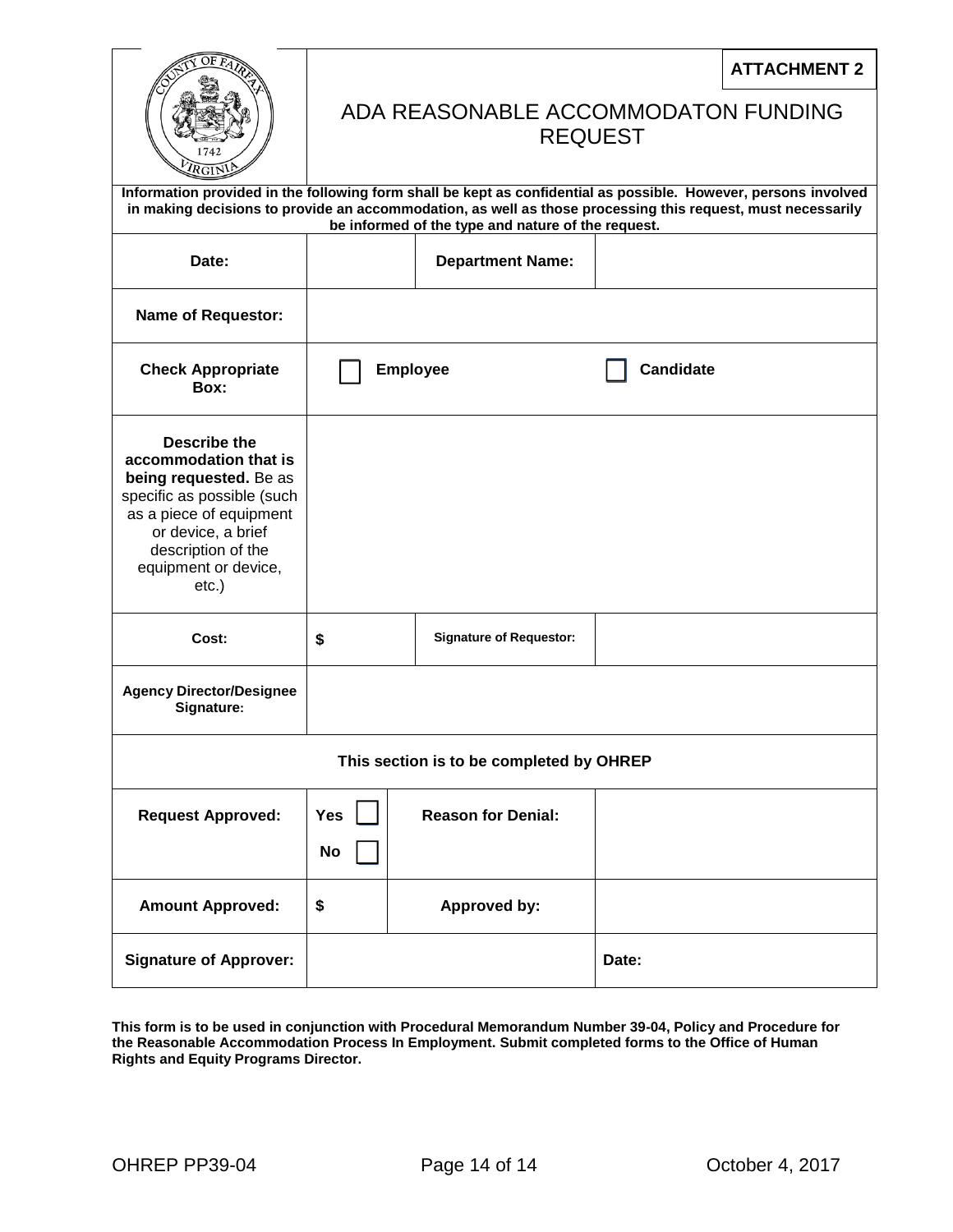**ATTACHMENT 2**

# ADA REASONABLE ACCOMMODATON FUNDING REQUEST

**Information provided in the following form shall be kept as confidential as possible. However, persons involved in making decisions to provide an accommodation, as well as those processing this request, must necessarily be informed of the type and nature of the request.**

| | | | |
|---|---|---|---|
| **Date:** | | **Department Name:** | |
| **Name of Requestor:** | | | |
| **Check Appropriate Box:** | ☐ **Employee** | | ☐ **Candidate** |
| **Describe the accommodation that is being requested.** Be as specific as possible (such as a piece of equipment or device, a brief description of the equipment or device, etc.) | | | |
| **Cost:** | **$** | **Signature of Requestor:** | |
| **Agency Director/Designee Signature:** | | | |

**This section is to be completed by OHREP**

| | | | |
|---|---|---|---|
| **Request Approved:** | **Yes** ☐ **No** ☐ | **Reason for Denial:** | |
| **Amount Approved:** | **$** | **Approved by:** | |
| **Signature of Approver:** | | | **Date:** |

**This form is to be used in conjunction with Procedural Memorandum Number 39-04, Policy and Procedure for the Reasonable Accommodation Process In Employment. Submit completed forms to the Office of Human Rights and Equity Programs Director.**